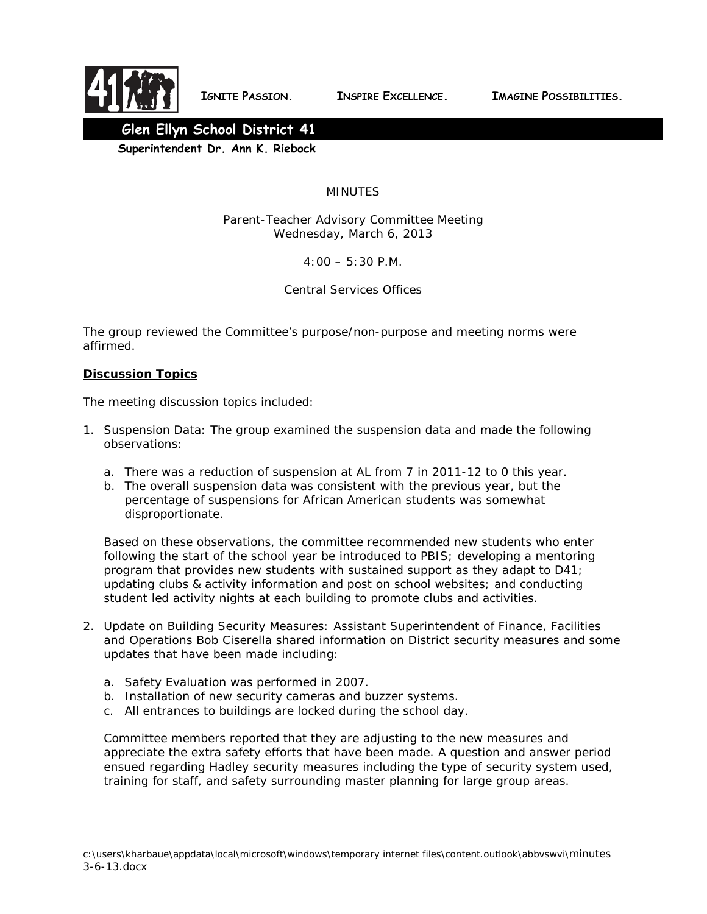IGNITE PASSION. INSPIRE EXCELLENCE. IMAGINE POSSIBILITIES.

**Glen Ellyn School District 41**

**Superintendent Dr. Ann K. Riebock**

MINUTES

Parent-Teacher Advisory Committee Meeting
Wednesday, March 6, 2013

4:00 – 5:30 P.M.

Central Services Offices

The group reviewed the Committee's purpose/non-purpose and meeting norms were affirmed.

## Discussion Topics

The meeting discussion topics included:

1. Suspension Data: The group examined the suspension data and made the following observations:

   a. There was a reduction of suspension at AL from 7 in 2011-12 to 0 this year.
   b. The overall suspension data was consistent with the previous year, but the percentage of suspensions for African American students was somewhat disproportionate.

   Based on these observations, the committee recommended new students who enter following the start of the school year be introduced to PBIS; developing a mentoring program that provides new students with sustained support as they adapt to D41; updating clubs & activity information and post on school websites; and conducting student led activity nights at each building to promote clubs and activities.

2. Update on Building Security Measures: Assistant Superintendent of Finance, Facilities and Operations Bob Ciserella shared information on District security measures and some updates that have been made including:

   a. Safety Evaluation was performed in 2007.
   b. Installation of new security cameras and buzzer systems.
   c. All entrances to buildings are locked during the school day.

   Committee members reported that they are adjusting to the new measures and appreciate the extra safety efforts that have been made. A question and answer period ensued regarding Hadley security measures including the type of security system used, training for staff, and safety surrounding master planning for large group areas.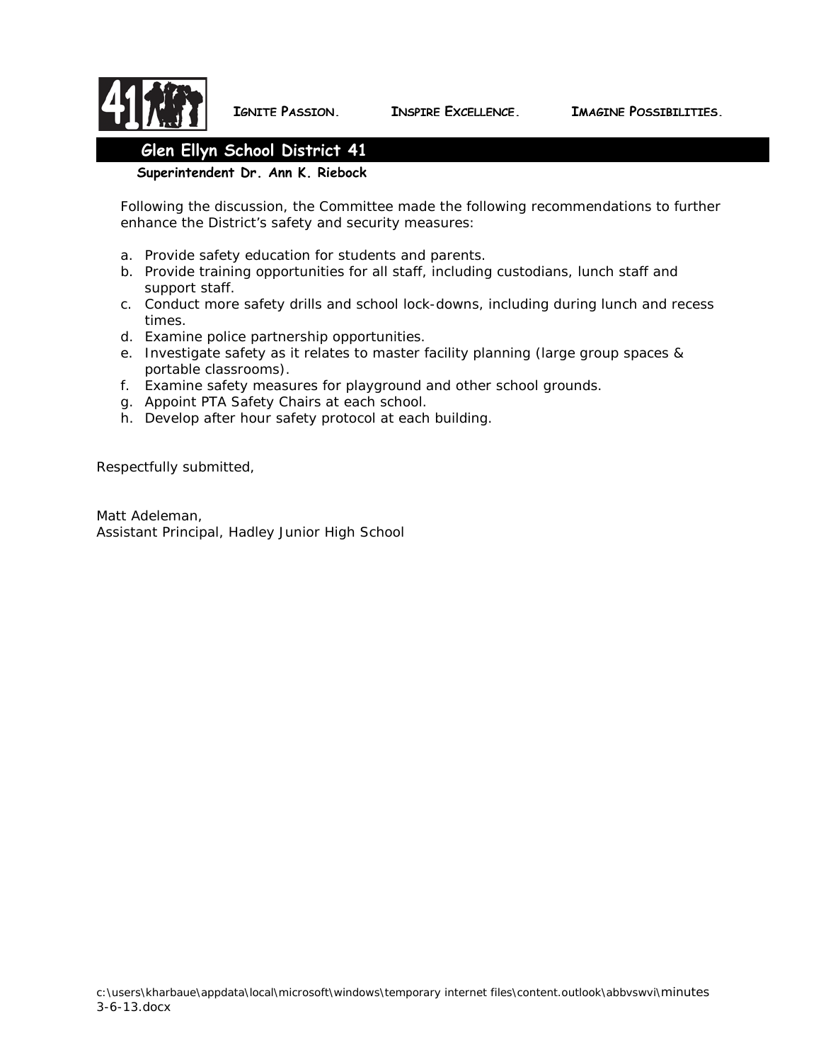Following the discussion, the Committee made the following recommendations to further enhance the District's safety and security measures:

a. Provide safety education for students and parents.
b. Provide training opportunities for all staff, including custodians, lunch staff and support staff.
c. Conduct more safety drills and school lock-downs, including during lunch and recess times.
d. Examine police partnership opportunities.
e. Investigate safety as it relates to master facility planning (large group spaces & portable classrooms).
f. Examine safety measures for playground and other school grounds.
g. Appoint PTA Safety Chairs at each school.
h. Develop after hour safety protocol at each building.

Respectfully submitted,

Matt Adeleman,
Assistant Principal, Hadley Junior High School